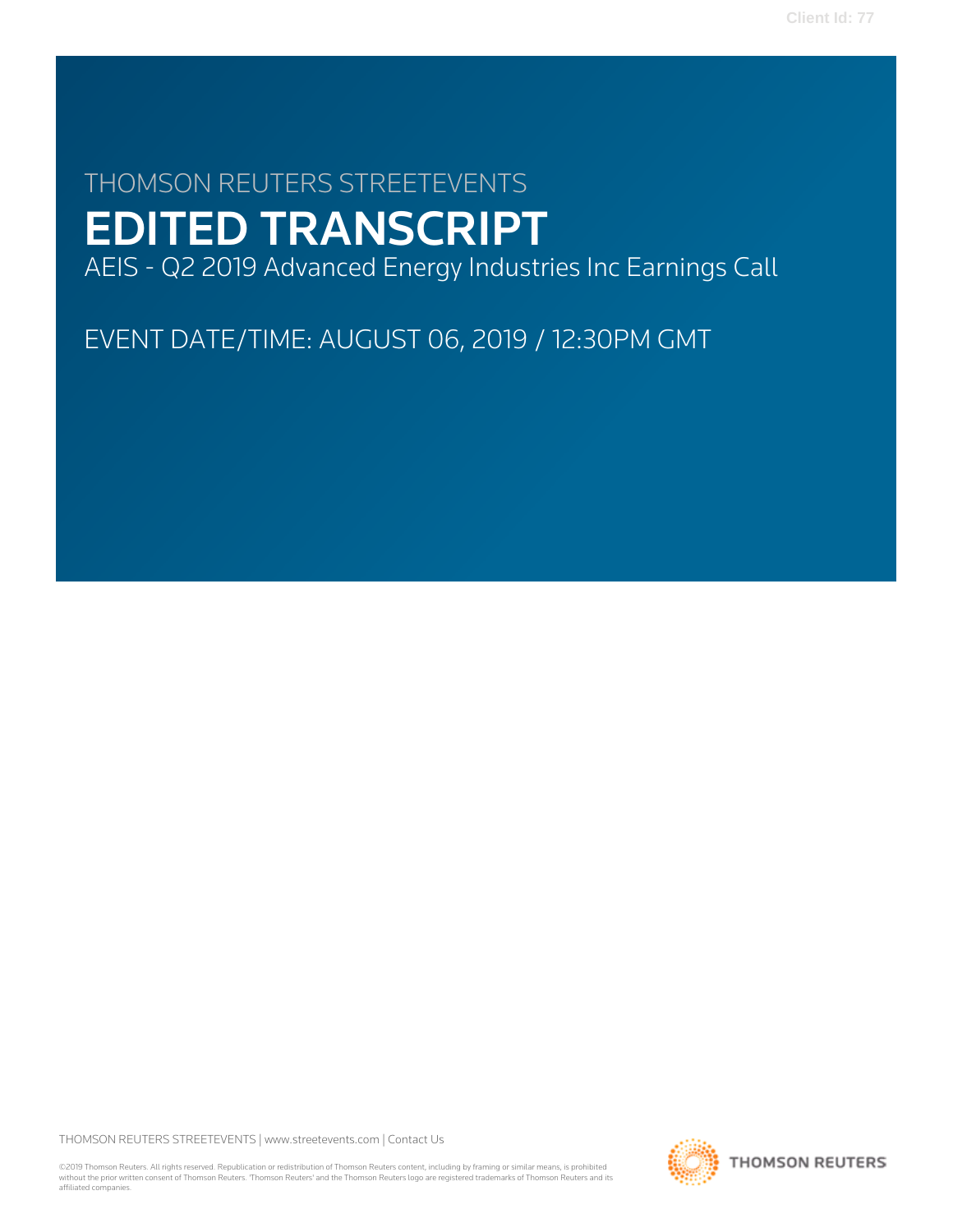THOMSON REUTERS STREETEVENTS

# EDITED TRANSCRIPT

AEIS - Q2 2019 Advanced Energy Industries Inc Earnings Call

EVENT DATE/TIME: AUGUST 06, 2019 / 12:30PM GMT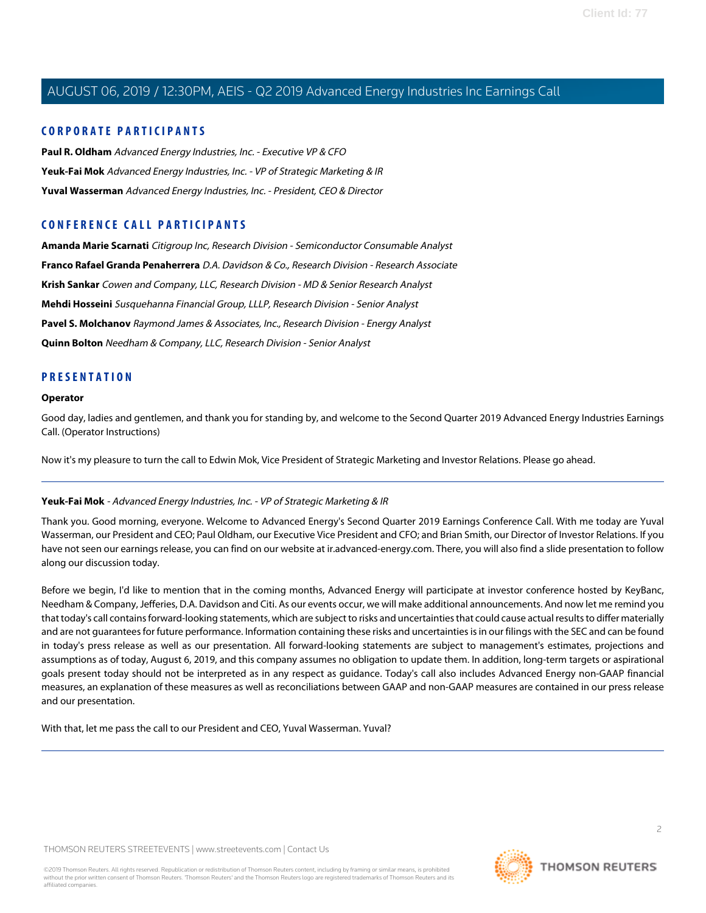## CORPORATE PARTICIPANTS

**Paul R. Oldham** *Advanced Energy Industries, Inc. - Executive VP & CFO*

**Yeuk-Fai Mok** *Advanced Energy Industries, Inc. - VP of Strategic Marketing & IR*

**Yuval Wasserman** *Advanced Energy Industries, Inc. - President, CEO & Director*

## CONFERENCE CALL PARTICIPANTS

**Amanda Marie Scarnati** *Citigroup Inc, Research Division - Semiconductor Consumable Analyst*

**Franco Rafael Granda Penaherrera** *D.A. Davidson & Co., Research Division - Research Associate*

**Krish Sankar** *Cowen and Company, LLC, Research Division - MD & Senior Research Analyst*

**Mehdi Hosseini** *Susquehanna Financial Group, LLLP, Research Division - Senior Analyst*

**Pavel S. Molchanov** *Raymond James & Associates, Inc., Research Division - Energy Analyst*

**Quinn Bolton** *Needham & Company, LLC, Research Division - Senior Analyst*

## PRESENTATION

**Operator**

Good day, ladies and gentlemen, and thank you for standing by, and welcome to the Second Quarter 2019 Advanced Energy Industries Earnings Call. (Operator Instructions)

Now it's my pleasure to turn the call to Edwin Mok, Vice President of Strategic Marketing and Investor Relations. Please go ahead.

---

**Yeuk-Fai Mok** - *Advanced Energy Industries, Inc. - VP of Strategic Marketing & IR*

Thank you. Good morning, everyone. Welcome to Advanced Energy's Second Quarter 2019 Earnings Conference Call. With me today are Yuval Wasserman, our President and CEO; Paul Oldham, our Executive Vice President and CFO; and Brian Smith, our Director of Investor Relations. If you have not seen our earnings release, you can find on our website at ir.advanced-energy.com. There, you will also find a slide presentation to follow along our discussion today.

Before we begin, I'd like to mention that in the coming months, Advanced Energy will participate at investor conference hosted by KeyBanc, Needham & Company, Jefferies, D.A. Davidson and Citi. As our events occur, we will make additional announcements. And now let me remind you that today's call contains forward-looking statements, which are subject to risks and uncertainties that could cause actual results to differ materially and are not guarantees for future performance. Information containing these risks and uncertainties is in our filings with the SEC and can be found in today's press release as well as our presentation. All forward-looking statements are subject to management's estimates, projections and assumptions as of today, August 6, 2019, and this company assumes no obligation to update them. In addition, long-term targets or aspirational goals present today should not be interpreted as in any respect as guidance. Today's call also includes Advanced Energy non-GAAP financial measures, an explanation of these measures as well as reconciliations between GAAP and non-GAAP measures are contained in our press release and our presentation.

With that, let me pass the call to our President and CEO, Yuval Wasserman. Yuval?

---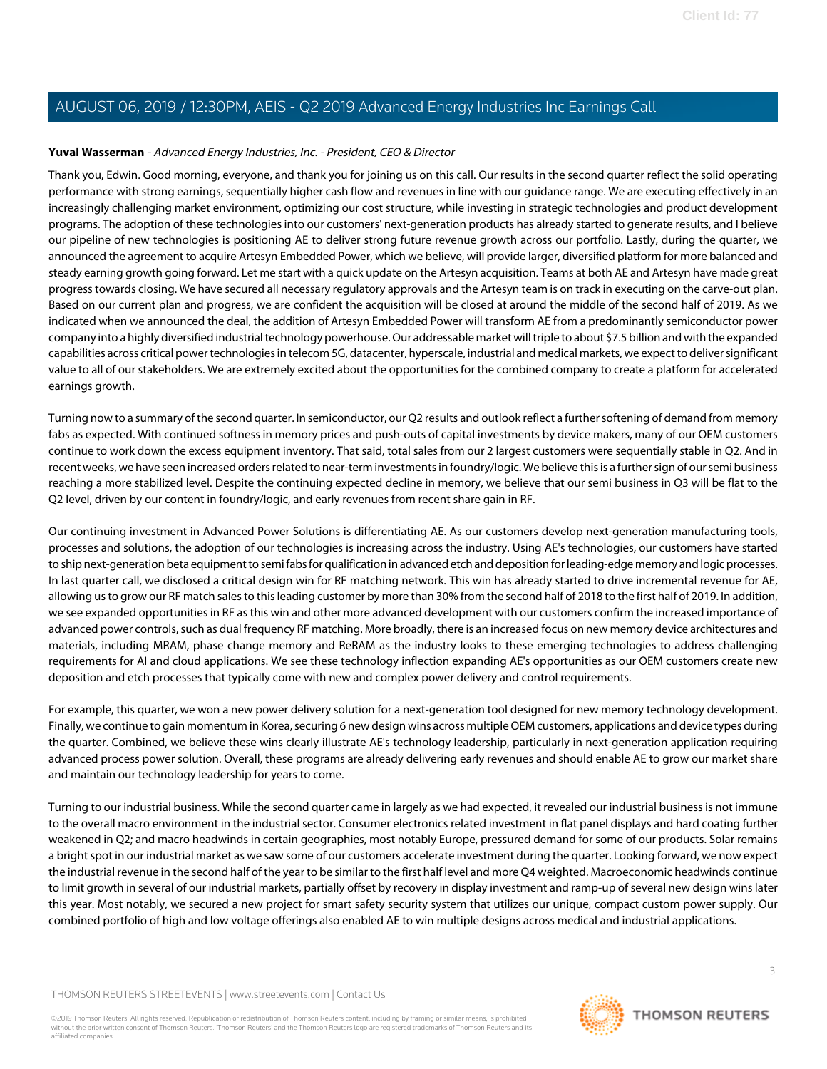**Yuval Wasserman** - *Advanced Energy Industries, Inc. - President, CEO & Director*

Thank you, Edwin. Good morning, everyone, and thank you for joining us on this call. Our results in the second quarter reflect the solid operating performance with strong earnings, sequentially higher cash flow and revenues in line with our guidance range. We are executing effectively in an increasingly challenging market environment, optimizing our cost structure, while investing in strategic technologies and product development programs. The adoption of these technologies into our customers' next-generation products has already started to generate results, and I believe our pipeline of new technologies is positioning AE to deliver strong future revenue growth across our portfolio. Lastly, during the quarter, we announced the agreement to acquire Artesyn Embedded Power, which we believe, will provide larger, diversified platform for more balanced and steady earning growth going forward. Let me start with a quick update on the Artesyn acquisition. Teams at both AE and Artesyn have made great progress towards closing. We have secured all necessary regulatory approvals and the Artesyn team is on track in executing on the carve-out plan. Based on our current plan and progress, we are confident the acquisition will be closed at around the middle of the second half of 2019. As we indicated when we announced the deal, the addition of Artesyn Embedded Power will transform AE from a predominantly semiconductor power company into a highly diversified industrial technology powerhouse. Our addressable market will triple to about $7.5 billion and with the expanded capabilities across critical power technologies in telecom 5G, datacenter, hyperscale, industrial and medical markets, we expect to deliver significant value to all of our stakeholders. We are extremely excited about the opportunities for the combined company to create a platform for accelerated earnings growth.

Turning now to a summary of the second quarter. In semiconductor, our Q2 results and outlook reflect a further softening of demand from memory fabs as expected. With continued softness in memory prices and push-outs of capital investments by device makers, many of our OEM customers continue to work down the excess equipment inventory. That said, total sales from our 2 largest customers were sequentially stable in Q2. And in recent weeks, we have seen increased orders related to near-term investments in foundry/logic. We believe this is a further sign of our semi business reaching a more stabilized level. Despite the continuing expected decline in memory, we believe that our semi business in Q3 will be flat to the Q2 level, driven by our content in foundry/logic, and early revenues from recent share gain in RF.

Our continuing investment in Advanced Power Solutions is differentiating AE. As our customers develop next-generation manufacturing tools, processes and solutions, the adoption of our technologies is increasing across the industry. Using AE's technologies, our customers have started to ship next-generation beta equipment to semi fabs for qualification in advanced etch and deposition for leading-edge memory and logic processes. In last quarter call, we disclosed a critical design win for RF matching network. This win has already started to drive incremental revenue for AE, allowing us to grow our RF match sales to this leading customer by more than 30% from the second half of 2018 to the first half of 2019. In addition, we see expanded opportunities in RF as this win and other more advanced development with our customers confirm the increased importance of advanced power controls, such as dual frequency RF matching. More broadly, there is an increased focus on new memory device architectures and materials, including MRAM, phase change memory and ReRAM as the industry looks to these emerging technologies to address challenging requirements for AI and cloud applications. We see these technology inflection expanding AE's opportunities as our OEM customers create new deposition and etch processes that typically come with new and complex power delivery and control requirements.

For example, this quarter, we won a new power delivery solution for a next-generation tool designed for new memory technology development. Finally, we continue to gain momentum in Korea, securing 6 new design wins across multiple OEM customers, applications and device types during the quarter. Combined, we believe these wins clearly illustrate AE's technology leadership, particularly in next-generation application requiring advanced process power solution. Overall, these programs are already delivering early revenues and should enable AE to grow our market share and maintain our technology leadership for years to come.

Turning to our industrial business. While the second quarter came in largely as we had expected, it revealed our industrial business is not immune to the overall macro environment in the industrial sector. Consumer electronics related investment in flat panel displays and hard coating further weakened in Q2; and macro headwinds in certain geographies, most notably Europe, pressured demand for some of our products. Solar remains a bright spot in our industrial market as we saw some of our customers accelerate investment during the quarter. Looking forward, we now expect the industrial revenue in the second half of the year to be similar to the first half level and more Q4 weighted. Macroeconomic headwinds continue to limit growth in several of our industrial markets, partially offset by recovery in display investment and ramp-up of several new design wins later this year. Most notably, we secured a new project for smart safety security system that utilizes our unique, compact custom power supply. Our combined portfolio of high and low voltage offerings also enabled AE to win multiple designs across medical and industrial applications.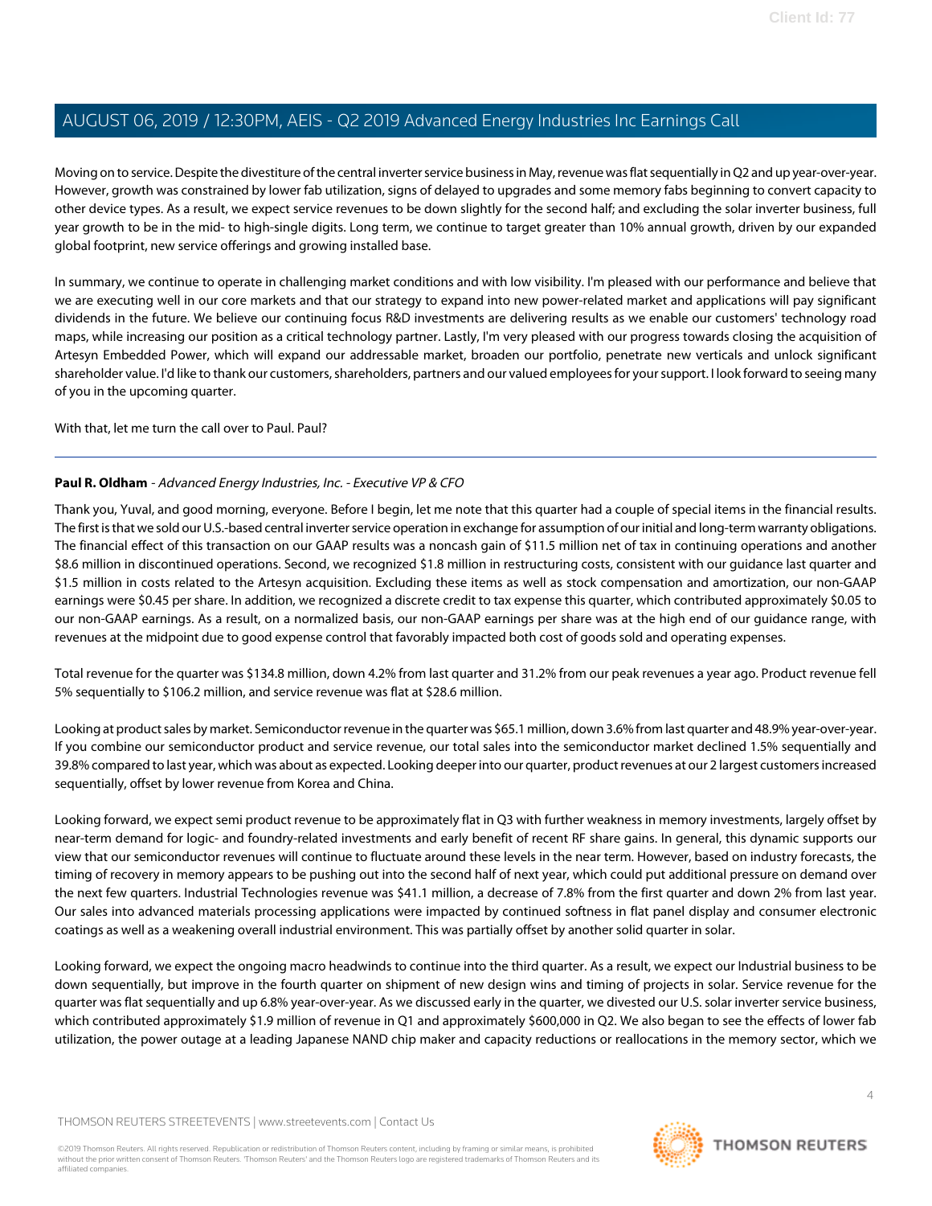Moving on to service. Despite the divestiture of the central inverter service business in May, revenue was flat sequentially in Q2 and up year-over-year. However, growth was constrained by lower fab utilization, signs of delayed to upgrades and some memory fabs beginning to convert capacity to other device types. As a result, we expect service revenues to be down slightly for the second half; and excluding the solar inverter business, full year growth to be in the mid- to high-single digits. Long term, we continue to target greater than 10% annual growth, driven by our expanded global footprint, new service offerings and growing installed base.

In summary, we continue to operate in challenging market conditions and with low visibility. I'm pleased with our performance and believe that we are executing well in our core markets and that our strategy to expand into new power-related market and applications will pay significant dividends in the future. We believe our continuing focus R&D investments are delivering results as we enable our customers' technology road maps, while increasing our position as a critical technology partner. Lastly, I'm very pleased with our progress towards closing the acquisition of Artesyn Embedded Power, which will expand our addressable market, broaden our portfolio, penetrate new verticals and unlock significant shareholder value. I'd like to thank our customers, shareholders, partners and our valued employees for your support. I look forward to seeing many of you in the upcoming quarter.

With that, let me turn the call over to Paul. Paul?

---

**Paul R. Oldham** - *Advanced Energy Industries, Inc. - Executive VP & CFO*

Thank you, Yuval, and good morning, everyone. Before I begin, let me note that this quarter had a couple of special items in the financial results. The first is that we sold our U.S.-based central inverter service operation in exchange for assumption of our initial and long-term warranty obligations. The financial effect of this transaction on our GAAP results was a noncash gain of $11.5 million net of tax in continuing operations and another $8.6 million in discontinued operations. Second, we recognized $1.8 million in restructuring costs, consistent with our guidance last quarter and $1.5 million in costs related to the Artesyn acquisition. Excluding these items as well as stock compensation and amortization, our non-GAAP earnings were $0.45 per share. In addition, we recognized a discrete credit to tax expense this quarter, which contributed approximately $0.05 to our non-GAAP earnings. As a result, on a normalized basis, our non-GAAP earnings per share was at the high end of our guidance range, with revenues at the midpoint due to good expense control that favorably impacted both cost of goods sold and operating expenses.

Total revenue for the quarter was $134.8 million, down 4.2% from last quarter and 31.2% from our peak revenues a year ago. Product revenue fell 5% sequentially to $106.2 million, and service revenue was flat at $28.6 million.

Looking at product sales by market. Semiconductor revenue in the quarter was $65.1 million, down 3.6% from last quarter and 48.9% year-over-year. If you combine our semiconductor product and service revenue, our total sales into the semiconductor market declined 1.5% sequentially and 39.8% compared to last year, which was about as expected. Looking deeper into our quarter, product revenues at our 2 largest customers increased sequentially, offset by lower revenue from Korea and China.

Looking forward, we expect semi product revenue to be approximately flat in Q3 with further weakness in memory investments, largely offset by near-term demand for logic- and foundry-related investments and early benefit of recent RF share gains. In general, this dynamic supports our view that our semiconductor revenues will continue to fluctuate around these levels in the near term. However, based on industry forecasts, the timing of recovery in memory appears to be pushing out into the second half of next year, which could put additional pressure on demand over the next few quarters. Industrial Technologies revenue was $41.1 million, a decrease of 7.8% from the first quarter and down 2% from last year. Our sales into advanced materials processing applications were impacted by continued softness in flat panel display and consumer electronic coatings as well as a weakening overall industrial environment. This was partially offset by another solid quarter in solar.

Looking forward, we expect the ongoing macro headwinds to continue into the third quarter. As a result, we expect our Industrial business to be down sequentially, but improve in the fourth quarter on shipment of new design wins and timing of projects in solar. Service revenue for the quarter was flat sequentially and up 6.8% year-over-year. As we discussed early in the quarter, we divested our U.S. solar inverter service business, which contributed approximately $1.9 million of revenue in Q1 and approximately $600,000 in Q2. We also began to see the effects of lower fab utilization, the power outage at a leading Japanese NAND chip maker and capacity reductions or reallocations in the memory sector, which we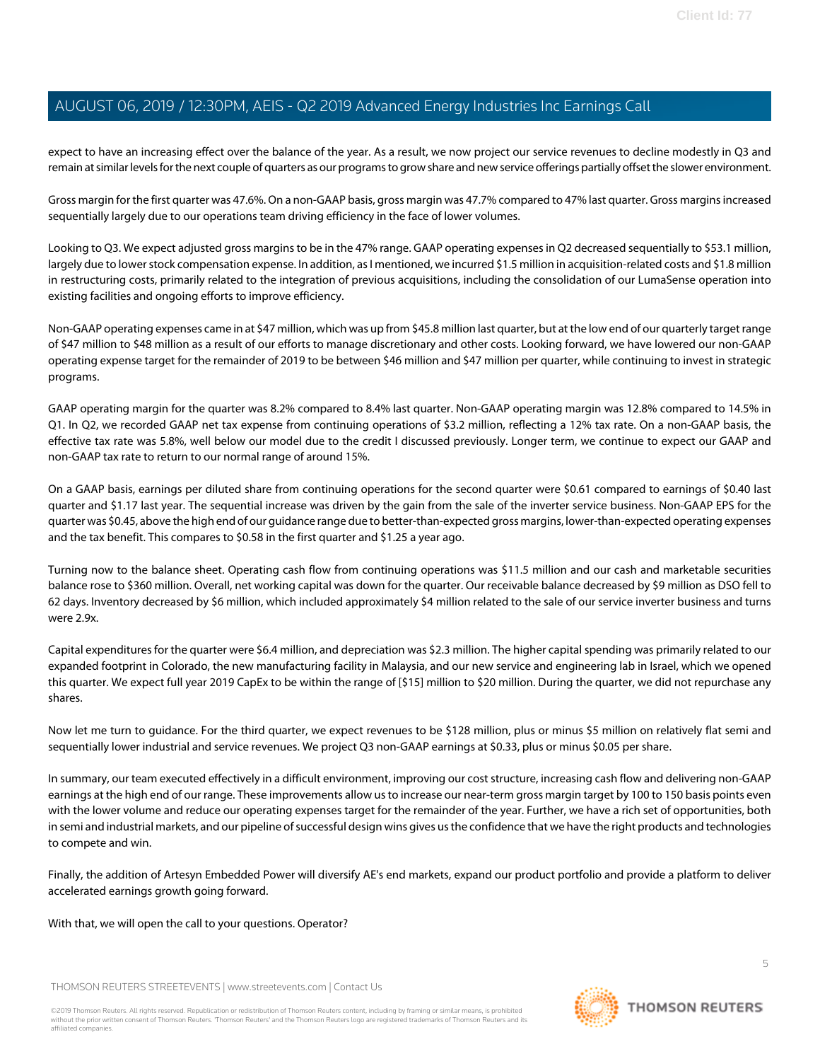expect to have an increasing effect over the balance of the year. As a result, we now project our service revenues to decline modestly in Q3 and remain at similar levels for the next couple of quarters as our programs to grow share and new service offerings partially offset the slower environment.

Gross margin for the first quarter was 47.6%. On a non-GAAP basis, gross margin was 47.7% compared to 47% last quarter. Gross margins increased sequentially largely due to our operations team driving efficiency in the face of lower volumes.

Looking to Q3. We expect adjusted gross margins to be in the 47% range. GAAP operating expenses in Q2 decreased sequentially to $53.1 million, largely due to lower stock compensation expense. In addition, as I mentioned, we incurred $1.5 million in acquisition-related costs and $1.8 million in restructuring costs, primarily related to the integration of previous acquisitions, including the consolidation of our LumaSense operation into existing facilities and ongoing efforts to improve efficiency.

Non-GAAP operating expenses came in at $47 million, which was up from $45.8 million last quarter, but at the low end of our quarterly target range of $47 million to $48 million as a result of our efforts to manage discretionary and other costs. Looking forward, we have lowered our non-GAAP operating expense target for the remainder of 2019 to be between $46 million and $47 million per quarter, while continuing to invest in strategic programs.

GAAP operating margin for the quarter was 8.2% compared to 8.4% last quarter. Non-GAAP operating margin was 12.8% compared to 14.5% in Q1. In Q2, we recorded GAAP net tax expense from continuing operations of $3.2 million, reflecting a 12% tax rate. On a non-GAAP basis, the effective tax rate was 5.8%, well below our model due to the credit I discussed previously. Longer term, we continue to expect our GAAP and non-GAAP tax rate to return to our normal range of around 15%.

On a GAAP basis, earnings per diluted share from continuing operations for the second quarter were $0.61 compared to earnings of $0.40 last quarter and $1.17 last year. The sequential increase was driven by the gain from the sale of the inverter service business. Non-GAAP EPS for the quarter was $0.45, above the high end of our guidance range due to better-than-expected gross margins, lower-than-expected operating expenses and the tax benefit. This compares to $0.58 in the first quarter and $1.25 a year ago.

Turning now to the balance sheet. Operating cash flow from continuing operations was $11.5 million and our cash and marketable securities balance rose to $360 million. Overall, net working capital was down for the quarter. Our receivable balance decreased by $9 million as DSO fell to 62 days. Inventory decreased by $6 million, which included approximately $4 million related to the sale of our service inverter business and turns were 2.9x.

Capital expenditures for the quarter were $6.4 million, and depreciation was $2.3 million. The higher capital spending was primarily related to our expanded footprint in Colorado, the new manufacturing facility in Malaysia, and our new service and engineering lab in Israel, which we opened this quarter. We expect full year 2019 CapEx to be within the range of [$15] million to $20 million. During the quarter, we did not repurchase any shares.

Now let me turn to guidance. For the third quarter, we expect revenues to be $128 million, plus or minus $5 million on relatively flat semi and sequentially lower industrial and service revenues. We project Q3 non-GAAP earnings at $0.33, plus or minus $0.05 per share.

In summary, our team executed effectively in a difficult environment, improving our cost structure, increasing cash flow and delivering non-GAAP earnings at the high end of our range. These improvements allow us to increase our near-term gross margin target by 100 to 150 basis points even with the lower volume and reduce our operating expenses target for the remainder of the year. Further, we have a rich set of opportunities, both in semi and industrial markets, and our pipeline of successful design wins gives us the confidence that we have the right products and technologies to compete and win.

Finally, the addition of Artesyn Embedded Power will diversify AE's end markets, expand our product portfolio and provide a platform to deliver accelerated earnings growth going forward.

With that, we will open the call to your questions. Operator?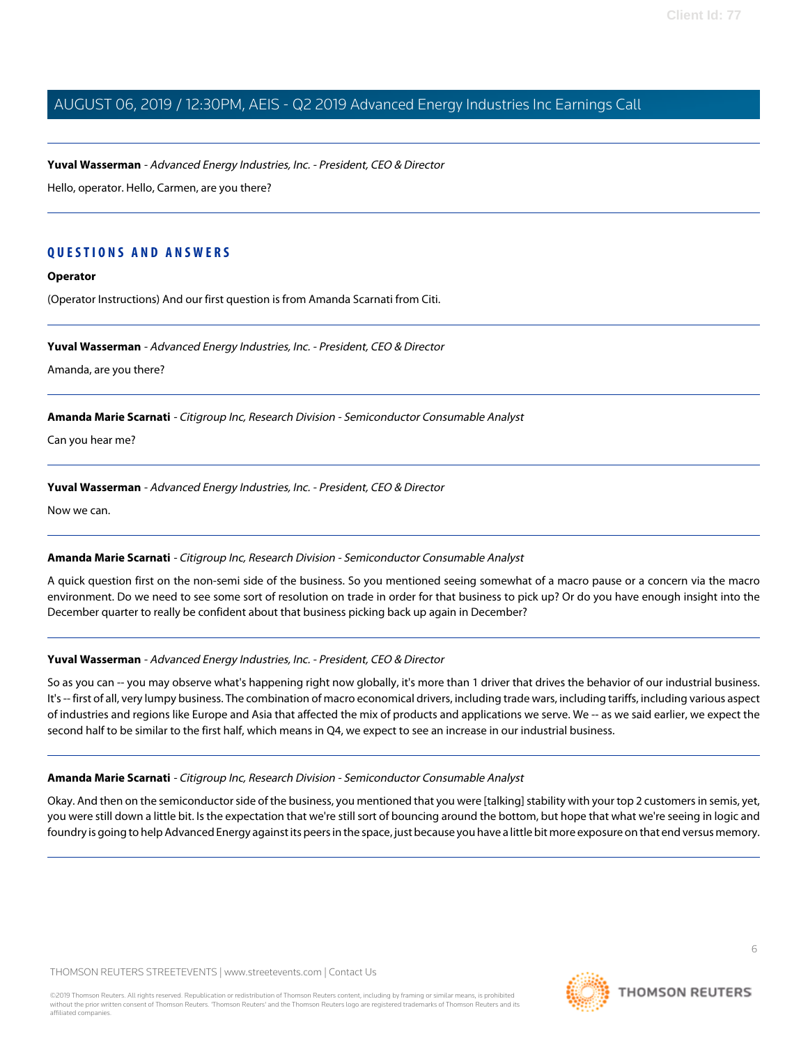**Yuval Wasserman** - *Advanced Energy Industries, Inc. - President, CEO & Director*

Hello, operator. Hello, Carmen, are you there?

## QUESTIONS AND ANSWERS

**Operator**

(Operator Instructions) And our first question is from Amanda Scarnati from Citi.

**Yuval Wasserman** - *Advanced Energy Industries, Inc. - President, CEO & Director*

Amanda, are you there?

**Amanda Marie Scarnati** - *Citigroup Inc, Research Division - Semiconductor Consumable Analyst*

Can you hear me?

**Yuval Wasserman** - *Advanced Energy Industries, Inc. - President, CEO & Director*

Now we can.

**Amanda Marie Scarnati** - *Citigroup Inc, Research Division - Semiconductor Consumable Analyst*

A quick question first on the non-semi side of the business. So you mentioned seeing somewhat of a macro pause or a concern via the macro environment. Do we need to see some sort of resolution on trade in order for that business to pick up? Or do you have enough insight into the December quarter to really be confident about that business picking back up again in December?

**Yuval Wasserman** - *Advanced Energy Industries, Inc. - President, CEO & Director*

So as you can -- you may observe what's happening right now globally, it's more than 1 driver that drives the behavior of our industrial business. It's -- first of all, very lumpy business. The combination of macro economical drivers, including trade wars, including tariffs, including various aspect of industries and regions like Europe and Asia that affected the mix of products and applications we serve. We -- as we said earlier, we expect the second half to be similar to the first half, which means in Q4, we expect to see an increase in our industrial business.

**Amanda Marie Scarnati** - *Citigroup Inc, Research Division - Semiconductor Consumable Analyst*

Okay. And then on the semiconductor side of the business, you mentioned that you were [talking] stability with your top 2 customers in semis, yet, you were still down a little bit. Is the expectation that we're still sort of bouncing around the bottom, but hope that what we're seeing in logic and foundry is going to help Advanced Energy against its peers in the space, just because you have a little bit more exposure on that end versus memory.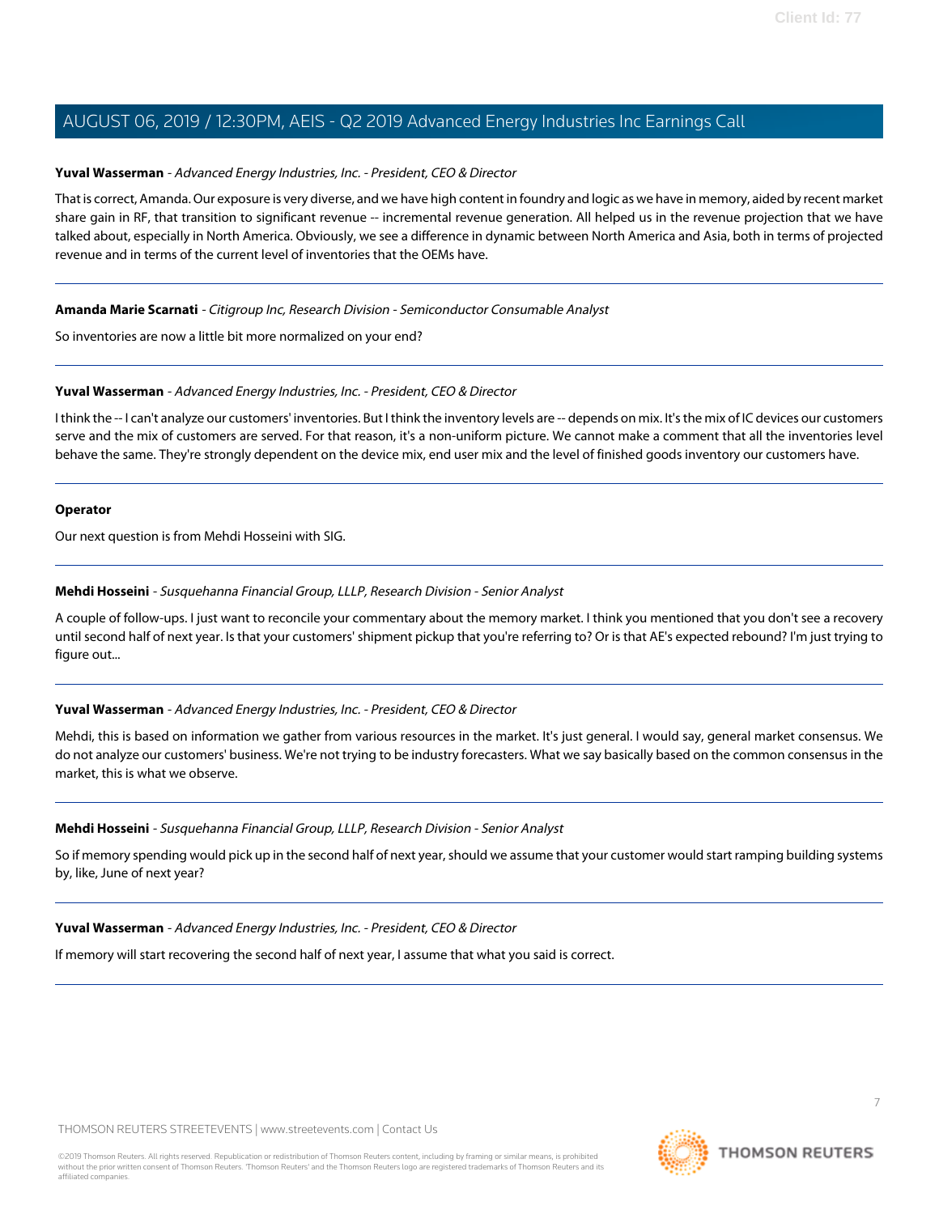**Yuval Wasserman** - *Advanced Energy Industries, Inc. - President, CEO & Director*

That is correct, Amanda. Our exposure is very diverse, and we have high content in foundry and logic as we have in memory, aided by recent market share gain in RF, that transition to significant revenue -- incremental revenue generation. All helped us in the revenue projection that we have talked about, especially in North America. Obviously, we see a difference in dynamic between North America and Asia, both in terms of projected revenue and in terms of the current level of inventories that the OEMs have.

---

**Amanda Marie Scarnati** - *Citigroup Inc, Research Division - Semiconductor Consumable Analyst*

So inventories are now a little bit more normalized on your end?

---

**Yuval Wasserman** - *Advanced Energy Industries, Inc. - President, CEO & Director*

I think the -- I can't analyze our customers' inventories. But I think the inventory levels are -- depends on mix. It's the mix of IC devices our customers serve and the mix of customers are served. For that reason, it's a non-uniform picture. We cannot make a comment that all the inventories level behave the same. They're strongly dependent on the device mix, end user mix and the level of finished goods inventory our customers have.

---

**Operator**

Our next question is from Mehdi Hosseini with SIG.

---

**Mehdi Hosseini** - *Susquehanna Financial Group, LLLP, Research Division - Senior Analyst*

A couple of follow-ups. I just want to reconcile your commentary about the memory market. I think you mentioned that you don't see a recovery until second half of next year. Is that your customers' shipment pickup that you're referring to? Or is that AE's expected rebound? I'm just trying to figure out...

---

**Yuval Wasserman** - *Advanced Energy Industries, Inc. - President, CEO & Director*

Mehdi, this is based on information we gather from various resources in the market. It's just general. I would say, general market consensus. We do not analyze our customers' business. We're not trying to be industry forecasters. What we say basically based on the common consensus in the market, this is what we observe.

---

**Mehdi Hosseini** - *Susquehanna Financial Group, LLLP, Research Division - Senior Analyst*

So if memory spending would pick up in the second half of next year, should we assume that your customer would start ramping building systems by, like, June of next year?

---

**Yuval Wasserman** - *Advanced Energy Industries, Inc. - President, CEO & Director*

If memory will start recovering the second half of next year, I assume that what you said is correct.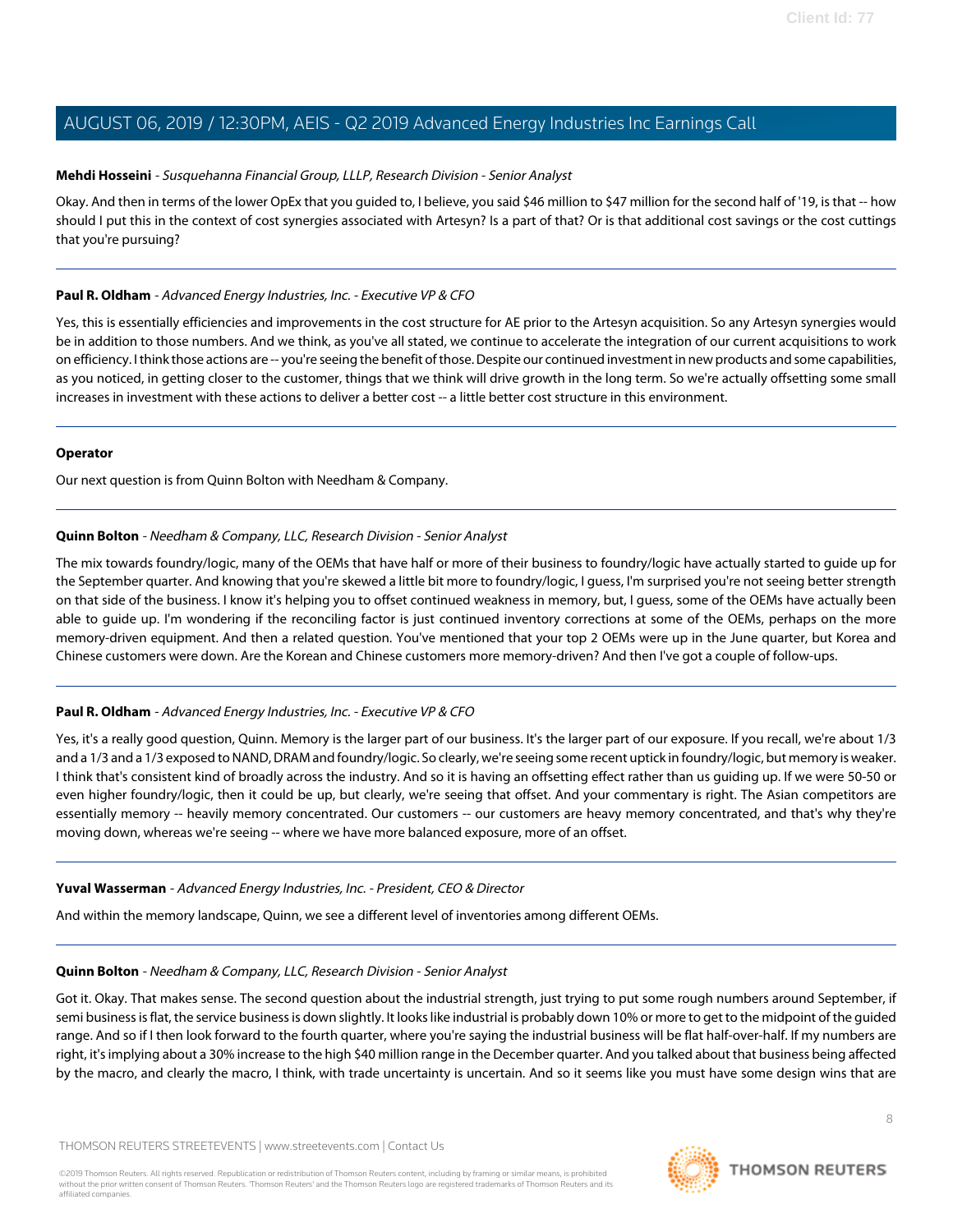**Mehdi Hosseini** - *Susquehanna Financial Group, LLLP, Research Division - Senior Analyst*

Okay. And then in terms of the lower OpEx that you guided to, I believe, you said $46 million to $47 million for the second half of '19, is that -- how should I put this in the context of cost synergies associated with Artesyn? Is a part of that? Or is that additional cost savings or the cost cuttings that you're pursuing?

---

**Paul R. Oldham** - *Advanced Energy Industries, Inc. - Executive VP & CFO*

Yes, this is essentially efficiencies and improvements in the cost structure for AE prior to the Artesyn acquisition. So any Artesyn synergies would be in addition to those numbers. And we think, as you've all stated, we continue to accelerate the integration of our current acquisitions to work on efficiency. I think those actions are -- you're seeing the benefit of those. Despite our continued investment in new products and some capabilities, as you noticed, in getting closer to the customer, things that we think will drive growth in the long term. So we're actually offsetting some small increases in investment with these actions to deliver a better cost -- a little better cost structure in this environment.

---

**Operator**

Our next question is from Quinn Bolton with Needham & Company.

---

**Quinn Bolton** - *Needham & Company, LLC, Research Division - Senior Analyst*

The mix towards foundry/logic, many of the OEMs that have half or more of their business to foundry/logic have actually started to guide up for the September quarter. And knowing that you're skewed a little bit more to foundry/logic, I guess, I'm surprised you're not seeing better strength on that side of the business. I know it's helping you to offset continued weakness in memory, but, I guess, some of the OEMs have actually been able to guide up. I'm wondering if the reconciling factor is just continued inventory corrections at some of the OEMs, perhaps on the more memory-driven equipment. And then a related question. You've mentioned that your top 2 OEMs were up in the June quarter, but Korea and Chinese customers were down. Are the Korean and Chinese customers more memory-driven? And then I've got a couple of follow-ups.

---

**Paul R. Oldham** - *Advanced Energy Industries, Inc. - Executive VP & CFO*

Yes, it's a really good question, Quinn. Memory is the larger part of our business. It's the larger part of our exposure. If you recall, we're about 1/3 and a 1/3 and a 1/3 exposed to NAND, DRAM and foundry/logic. So clearly, we're seeing some recent uptick in foundry/logic, but memory is weaker. I think that's consistent kind of broadly across the industry. And so it is having an offsetting effect rather than us guiding up. If we were 50-50 or even higher foundry/logic, then it could be up, but clearly, we're seeing that offset. And your commentary is right. The Asian competitors are essentially memory -- heavily memory concentrated. Our customers -- our customers are heavy memory concentrated, and that's why they're moving down, whereas we're seeing -- where we have more balanced exposure, more of an offset.

---

**Yuval Wasserman** - *Advanced Energy Industries, Inc. - President, CEO & Director*

And within the memory landscape, Quinn, we see a different level of inventories among different OEMs.

---

**Quinn Bolton** - *Needham & Company, LLC, Research Division - Senior Analyst*

Got it. Okay. That makes sense. The second question about the industrial strength, just trying to put some rough numbers around September, if semi business is flat, the service business is down slightly. It looks like industrial is probably down 10% or more to get to the midpoint of the guided range. And so if I then look forward to the fourth quarter, where you're saying the industrial business will be flat half-over-half. If my numbers are right, it's implying about a 30% increase to the high $40 million range in the December quarter. And you talked about that business being affected by the macro, and clearly the macro, I think, with trade uncertainty is uncertain. And so it seems like you must have some design wins that are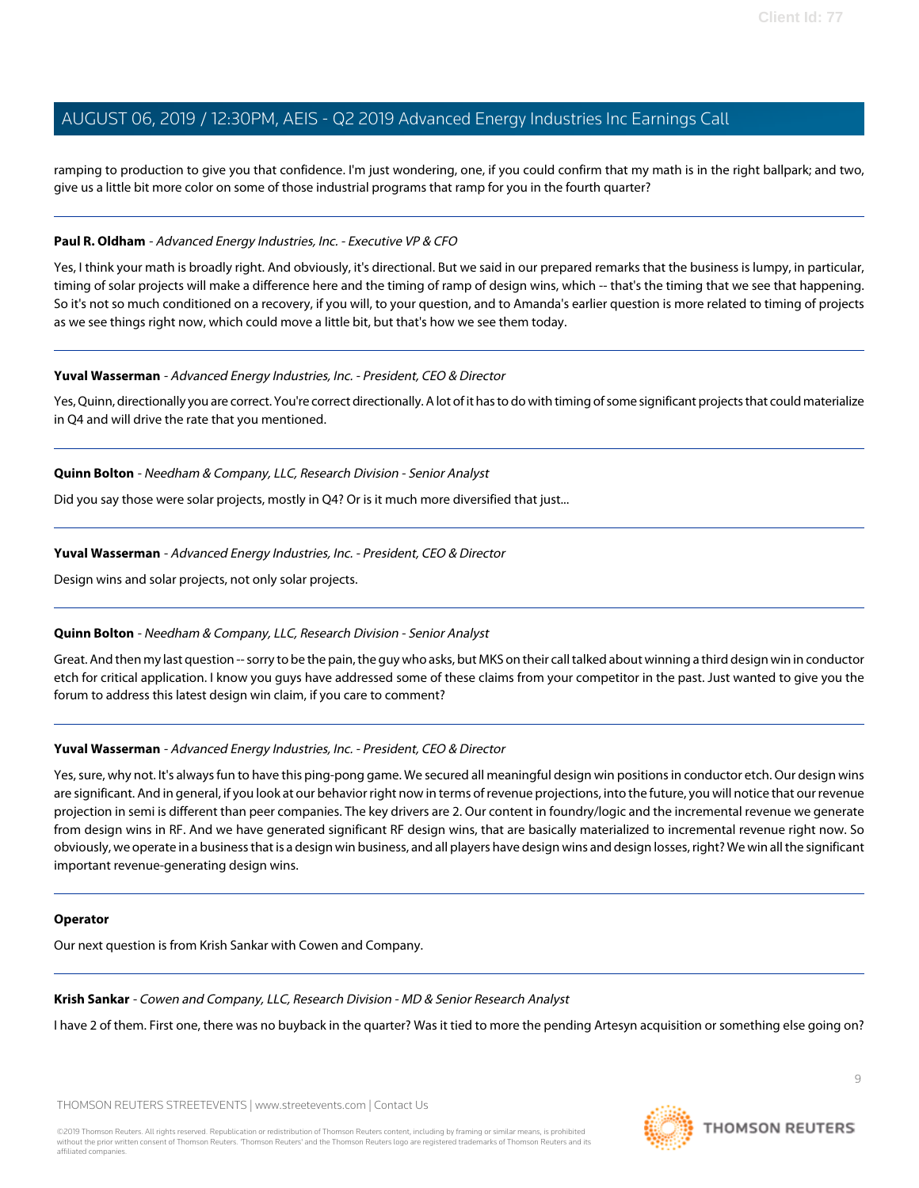ramping to production to give you that confidence. I'm just wondering, one, if you could confirm that my math is in the right ballpark; and two, give us a little bit more color on some of those industrial programs that ramp for you in the fourth quarter?

---

**Paul R. Oldham** - *Advanced Energy Industries, Inc. - Executive VP & CFO*

Yes, I think your math is broadly right. And obviously, it's directional. But we said in our prepared remarks that the business is lumpy, in particular, timing of solar projects will make a difference here and the timing of ramp of design wins, which -- that's the timing that we see that happening. So it's not so much conditioned on a recovery, if you will, to your question, and to Amanda's earlier question is more related to timing of projects as we see things right now, which could move a little bit, but that's how we see them today.

---

**Yuval Wasserman** - *Advanced Energy Industries, Inc. - President, CEO & Director*

Yes, Quinn, directionally you are correct. You're correct directionally. A lot of it has to do with timing of some significant projects that could materialize in Q4 and will drive the rate that you mentioned.

---

**Quinn Bolton** - *Needham & Company, LLC, Research Division - Senior Analyst*

Did you say those were solar projects, mostly in Q4? Or is it much more diversified that just...

---

**Yuval Wasserman** - *Advanced Energy Industries, Inc. - President, CEO & Director*

Design wins and solar projects, not only solar projects.

---

**Quinn Bolton** - *Needham & Company, LLC, Research Division - Senior Analyst*

Great. And then my last question -- sorry to be the pain, the guy who asks, but MKS on their call talked about winning a third design win in conductor etch for critical application. I know you guys have addressed some of these claims from your competitor in the past. Just wanted to give you the forum to address this latest design win claim, if you care to comment?

---

**Yuval Wasserman** - *Advanced Energy Industries, Inc. - President, CEO & Director*

Yes, sure, why not. It's always fun to have this ping-pong game. We secured all meaningful design win positions in conductor etch. Our design wins are significant. And in general, if you look at our behavior right now in terms of revenue projections, into the future, you will notice that our revenue projection in semi is different than peer companies. The key drivers are 2. Our content in foundry/logic and the incremental revenue we generate from design wins in RF. And we have generated significant RF design wins, that are basically materialized to incremental revenue right now. So obviously, we operate in a business that is a design win business, and all players have design wins and design losses, right? We win all the significant important revenue-generating design wins.

---

**Operator**

Our next question is from Krish Sankar with Cowen and Company.

---

**Krish Sankar** - *Cowen and Company, LLC, Research Division - MD & Senior Research Analyst*

I have 2 of them. First one, there was no buyback in the quarter? Was it tied to more the pending Artesyn acquisition or something else going on?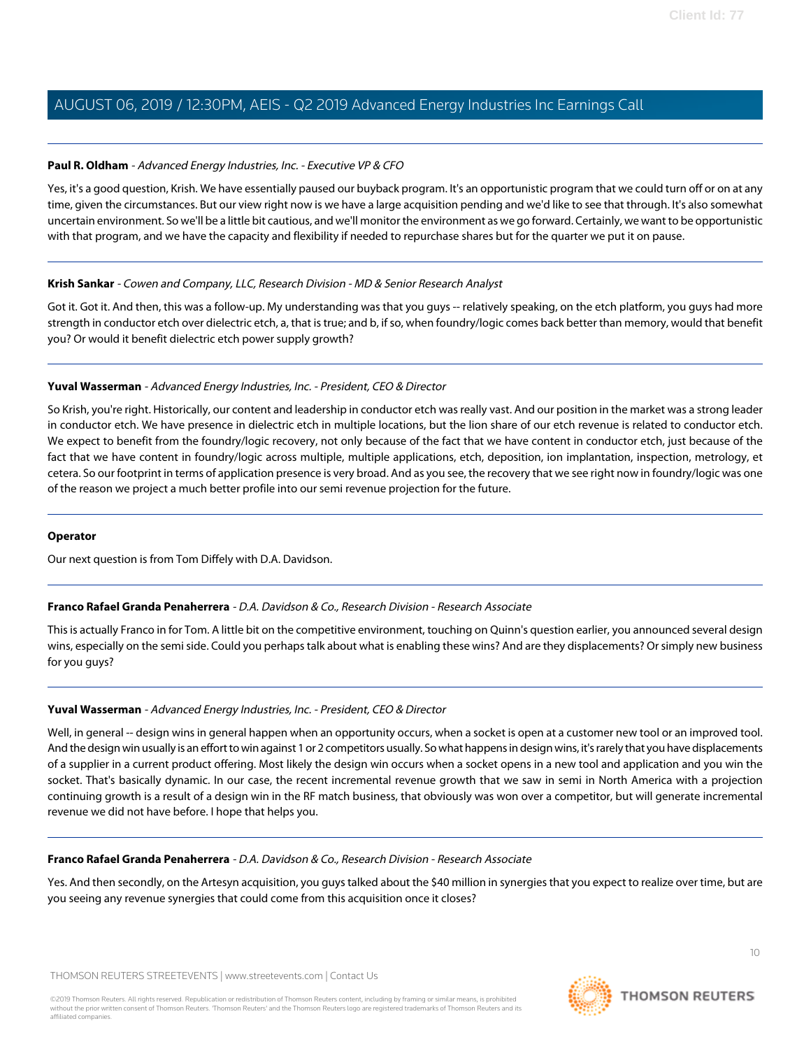**Paul R. Oldham** - *Advanced Energy Industries, Inc. - Executive VP & CFO*

Yes, it's a good question, Krish. We have essentially paused our buyback program. It's an opportunistic program that we could turn off or on at any time, given the circumstances. But our view right now is we have a large acquisition pending and we'd like to see that through. It's also somewhat uncertain environment. So we'll be a little bit cautious, and we'll monitor the environment as we go forward. Certainly, we want to be opportunistic with that program, and we have the capacity and flexibility if needed to repurchase shares but for the quarter we put it on pause.

---

**Krish Sankar** - *Cowen and Company, LLC, Research Division - MD & Senior Research Analyst*

Got it. Got it. And then, this was a follow-up. My understanding was that you guys -- relatively speaking, on the etch platform, you guys had more strength in conductor etch over dielectric etch, a, that is true; and b, if so, when foundry/logic comes back better than memory, would that benefit you? Or would it benefit dielectric etch power supply growth?

---

**Yuval Wasserman** - *Advanced Energy Industries, Inc. - President, CEO & Director*

So Krish, you're right. Historically, our content and leadership in conductor etch was really vast. And our position in the market was a strong leader in conductor etch. We have presence in dielectric etch in multiple locations, but the lion share of our etch revenue is related to conductor etch. We expect to benefit from the foundry/logic recovery, not only because of the fact that we have content in conductor etch, just because of the fact that we have content in foundry/logic across multiple, multiple applications, etch, deposition, ion implantation, inspection, metrology, et cetera. So our footprint in terms of application presence is very broad. And as you see, the recovery that we see right now in foundry/logic was one of the reason we project a much better profile into our semi revenue projection for the future.

---

**Operator**

Our next question is from Tom Diffely with D.A. Davidson.

---

**Franco Rafael Granda Penaherrera** - *D.A. Davidson & Co., Research Division - Research Associate*

This is actually Franco in for Tom. A little bit on the competitive environment, touching on Quinn's question earlier, you announced several design wins, especially on the semi side. Could you perhaps talk about what is enabling these wins? And are they displacements? Or simply new business for you guys?

---

**Yuval Wasserman** - *Advanced Energy Industries, Inc. - President, CEO & Director*

Well, in general -- design wins in general happen when an opportunity occurs, when a socket is open at a customer new tool or an improved tool. And the design win usually is an effort to win against 1 or 2 competitors usually. So what happens in design wins, it's rarely that you have displacements of a supplier in a current product offering. Most likely the design win occurs when a socket opens in a new tool and application and you win the socket. That's basically dynamic. In our case, the recent incremental revenue growth that we saw in semi in North America with a projection continuing growth is a result of a design win in the RF match business, that obviously was won over a competitor, but will generate incremental revenue we did not have before. I hope that helps you.

---

**Franco Rafael Granda Penaherrera** - *D.A. Davidson & Co., Research Division - Research Associate*

Yes. And then secondly, on the Artesyn acquisition, you guys talked about the $40 million in synergies that you expect to realize over time, but are you seeing any revenue synergies that could come from this acquisition once it closes?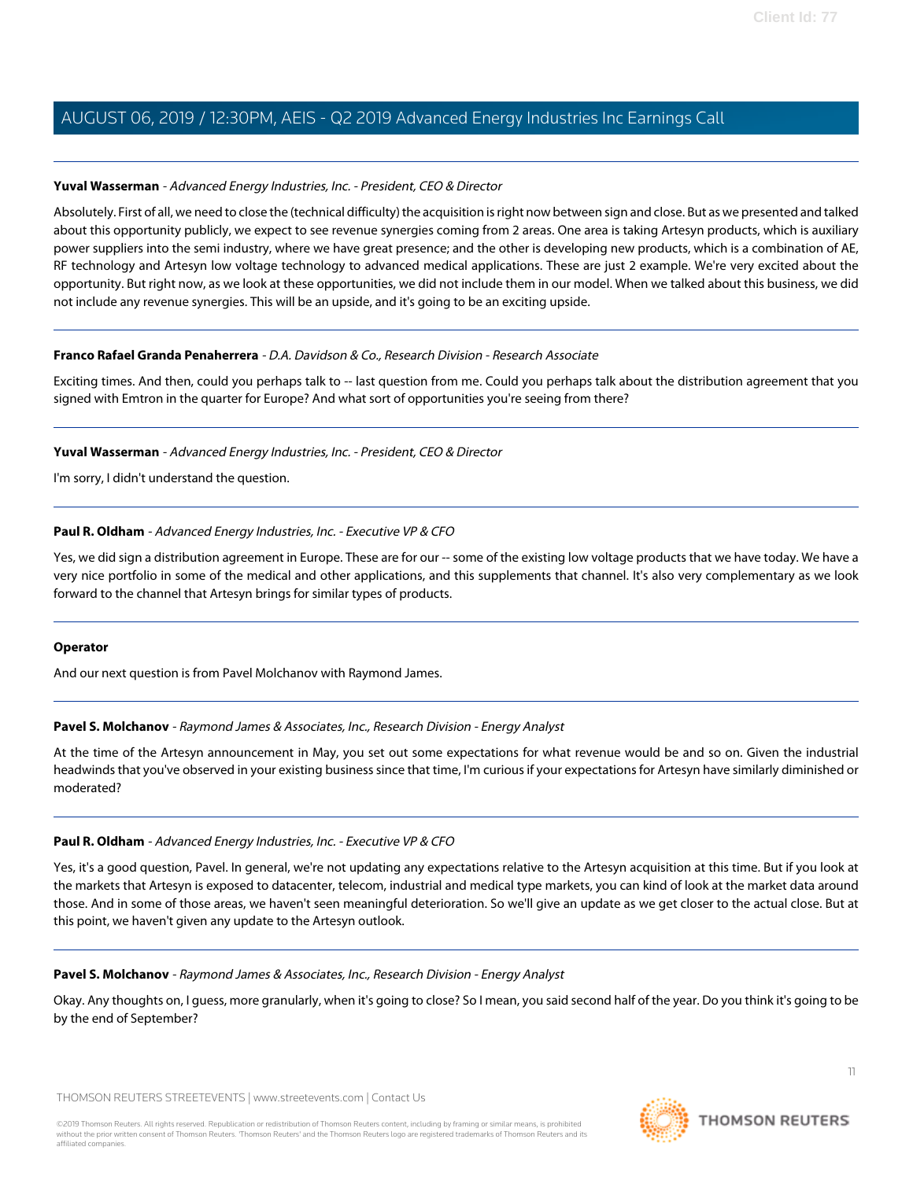**Yuval Wasserman** - *Advanced Energy Industries, Inc. - President, CEO & Director*

Absolutely. First of all, we need to close the (technical difficulty) the acquisition is right now between sign and close. But as we presented and talked about this opportunity publicly, we expect to see revenue synergies coming from 2 areas. One area is taking Artesyn products, which is auxiliary power suppliers into the semi industry, where we have great presence; and the other is developing new products, which is a combination of AE, RF technology and Artesyn low voltage technology to advanced medical applications. These are just 2 example. We're very excited about the opportunity. But right now, as we look at these opportunities, we did not include them in our model. When we talked about this business, we did not include any revenue synergies. This will be an upside, and it's going to be an exciting upside.

---

**Franco Rafael Granda Penaherrera** - *D.A. Davidson & Co., Research Division - Research Associate*

Exciting times. And then, could you perhaps talk to -- last question from me. Could you perhaps talk about the distribution agreement that you signed with Emtron in the quarter for Europe? And what sort of opportunities you're seeing from there?

---

**Yuval Wasserman** - *Advanced Energy Industries, Inc. - President, CEO & Director*

I'm sorry, I didn't understand the question.

---

**Paul R. Oldham** - *Advanced Energy Industries, Inc. - Executive VP & CFO*

Yes, we did sign a distribution agreement in Europe. These are for our -- some of the existing low voltage products that we have today. We have a very nice portfolio in some of the medical and other applications, and this supplements that channel. It's also very complementary as we look forward to the channel that Artesyn brings for similar types of products.

---

**Operator**

And our next question is from Pavel Molchanov with Raymond James.

---

**Pavel S. Molchanov** - *Raymond James & Associates, Inc., Research Division - Energy Analyst*

At the time of the Artesyn announcement in May, you set out some expectations for what revenue would be and so on. Given the industrial headwinds that you've observed in your existing business since that time, I'm curious if your expectations for Artesyn have similarly diminished or moderated?

---

**Paul R. Oldham** - *Advanced Energy Industries, Inc. - Executive VP & CFO*

Yes, it's a good question, Pavel. In general, we're not updating any expectations relative to the Artesyn acquisition at this time. But if you look at the markets that Artesyn is exposed to datacenter, telecom, industrial and medical type markets, you can kind of look at the market data around those. And in some of those areas, we haven't seen meaningful deterioration. So we'll give an update as we get closer to the actual close. But at this point, we haven't given any update to the Artesyn outlook.

---

**Pavel S. Molchanov** - *Raymond James & Associates, Inc., Research Division - Energy Analyst*

Okay. Any thoughts on, I guess, more granularly, when it's going to close? So I mean, you said second half of the year. Do you think it's going to be by the end of September?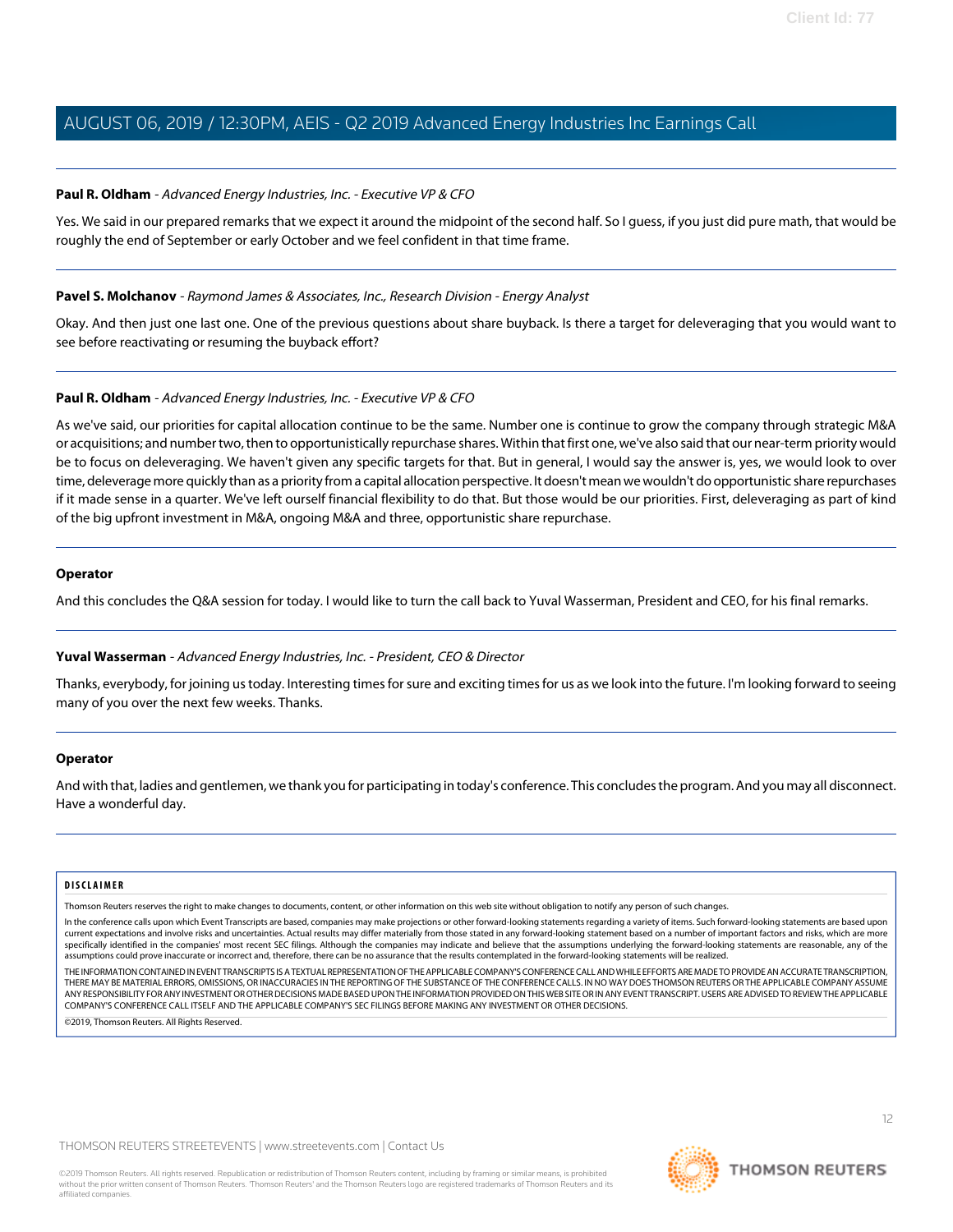**Paul R. Oldham** - *Advanced Energy Industries, Inc. - Executive VP & CFO*

Yes. We said in our prepared remarks that we expect it around the midpoint of the second half. So I guess, if you just did pure math, that would be roughly the end of September or early October and we feel confident in that time frame.

---

**Pavel S. Molchanov** - *Raymond James & Associates, Inc., Research Division - Energy Analyst*

Okay. And then just one last one. One of the previous questions about share buyback. Is there a target for deleveraging that you would want to see before reactivating or resuming the buyback effort?

---

**Paul R. Oldham** - *Advanced Energy Industries, Inc. - Executive VP & CFO*

As we've said, our priorities for capital allocation continue to be the same. Number one is continue to grow the company through strategic M&A or acquisitions; and number two, then to opportunistically repurchase shares. Within that first one, we've also said that our near-term priority would be to focus on deleveraging. We haven't given any specific targets for that. But in general, I would say the answer is, yes, we would look to over time, deleverage more quickly than as a priority from a capital allocation perspective. It doesn't mean we wouldn't do opportunistic share repurchases if it made sense in a quarter. We've left ourself financial flexibility to do that. But those would be our priorities. First, deleveraging as part of kind of the big upfront investment in M&A, ongoing M&A and three, opportunistic share repurchase.

---

**Operator**

And this concludes the Q&A session for today. I would like to turn the call back to Yuval Wasserman, President and CEO, for his final remarks.

---

**Yuval Wasserman** - *Advanced Energy Industries, Inc. - President, CEO & Director*

Thanks, everybody, for joining us today. Interesting times for sure and exciting times for us as we look into the future. I'm looking forward to seeing many of you over the next few weeks. Thanks.

---

**Operator**

And with that, ladies and gentlemen, we thank you for participating in today's conference. This concludes the program. And you may all disconnect. Have a wonderful day.

---

**DISCLAIMER**

Thomson Reuters reserves the right to make changes to documents, content, or other information on this web site without obligation to notify any person of such changes.

In the conference calls upon which Event Transcripts are based, companies may make projections or other forward-looking statements regarding a variety of items. Such forward-looking statements are based upon current expectations and involve risks and uncertainties. Actual results may differ materially from those stated in any forward-looking statement based on a number of important factors and risks, which are more specifically identified in the companies' most recent SEC filings. Although the companies may indicate and believe that the assumptions underlying the forward-looking statements are reasonable, any of the assumptions could prove inaccurate or incorrect and, therefore, there can be no assurance that the results contemplated in the forward-looking statements will be realized.

THE INFORMATION CONTAINED IN EVENT TRANSCRIPTS IS A TEXTUAL REPRESENTATION OF THE APPLICABLE COMPANY'S CONFERENCE CALL AND WHILE EFFORTS ARE MADE TO PROVIDE AN ACCURATE TRANSCRIPTION, THERE MAY BE MATERIAL ERRORS, OMISSIONS, OR INACCURACIES IN THE REPORTING OF THE SUBSTANCE OF THE CONFERENCE CALLS. IN NO WAY DOES THOMSON REUTERS OR THE APPLICABLE COMPANY ASSUME ANY RESPONSIBILITY FOR ANY INVESTMENT OR OTHER DECISIONS MADE BASED UPON THE INFORMATION PROVIDED ON THIS WEB SITE OR IN ANY EVENT TRANSCRIPT. USERS ARE ADVISED TO REVIEW THE APPLICABLE COMPANY'S CONFERENCE CALL ITSELF AND THE APPLICABLE COMPANY'S SEC FILINGS BEFORE MAKING ANY INVESTMENT OR OTHER DECISIONS.

©2019, Thomson Reuters. All Rights Reserved.